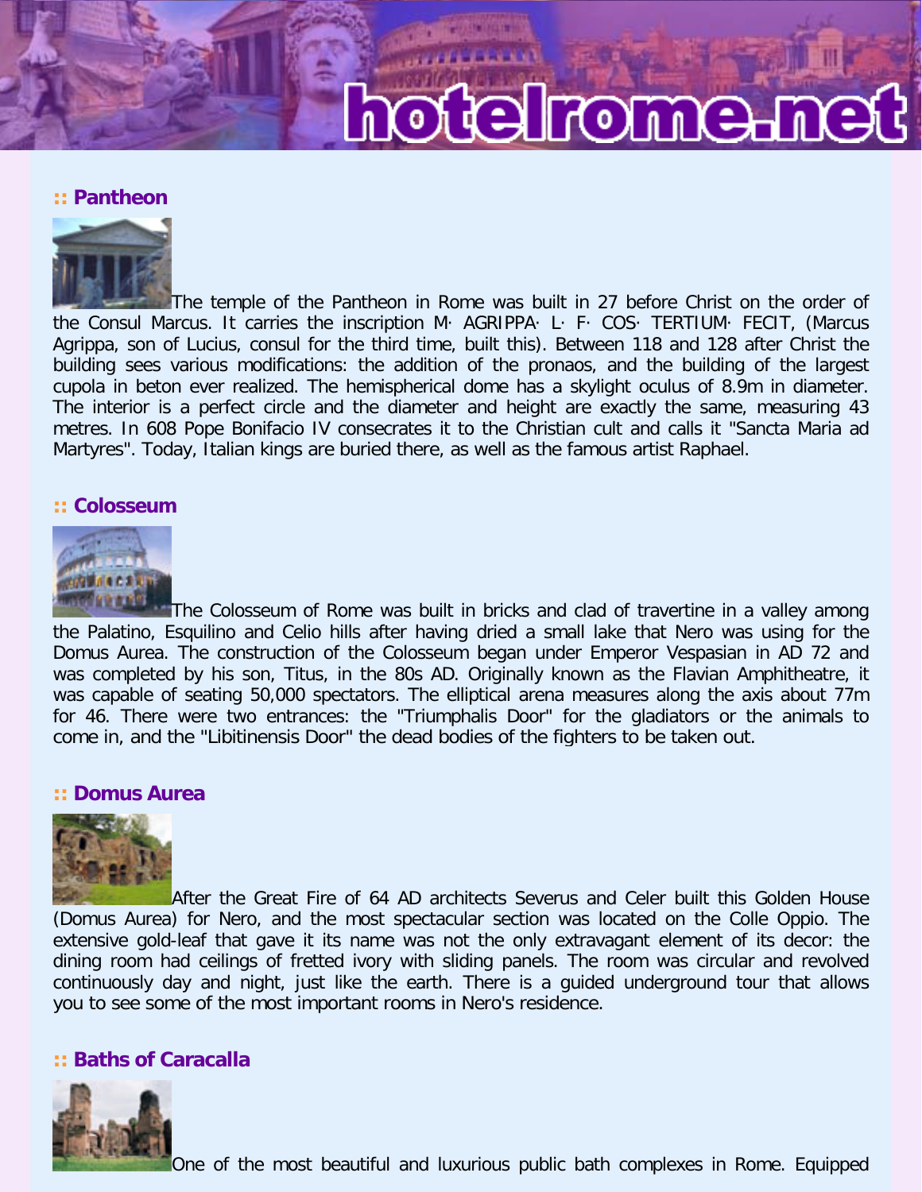## :: Pantheon

The temple of the Pantheon in Rome was built in 27 before Christ on the order of the Consul Marcus. It carries the inscription M· AGRIPPA· L· F· COS· TERTIUM· FECIT, (Marcus Agrippa, son of Lucius, consul for the third time, built this). Between 118 and 128 after Christ the building sees various modifications: the addition of the pronaos, and the building of the largest cupola in beton ever realized. The hemispherical dome has a skylight oculus of 8.9m in diameter. The interior is a perfect circle and the diameter and height are exactly the same, measuring 43 metres. In 608 Pope Bonifacio IV consecrates it to the Christian cult and calls it "Sancta Maria ad Martyres". Today, Italian kings are buried there, as well as the famous artist Raphael.

## :: Colosseum

The Colosseum of Rome was built in bricks and clad of travertine in a valley among the Palatino, Esquilino and Celio hills after having dried a small lake that Nero was using for the Domus Aurea. The construction of the Colosseum began under Emperor Vespasian in AD 72 and was completed by his son, Titus, in the 80s AD. Originally known as the Flavian Amphitheatre, it was capable of seating 50,000 spectators. The elliptical arena measures along the axis about 77m for 46. There were two entrances: the "Triumphalis Door" for the gladiators or the animals to come in, and the "Libitinensis Door" the dead bodies of the fighters to be taken out.

## :: Domus Aurea

After the Great Fire of 64 AD architects Severus and Celer built this Golden House (Domus Aurea) for Nero, and the most spectacular section was located on the Colle Oppio. The extensive gold-leaf that gave it its name was not the only extravagant element of its decor: the dining room had ceilings of fretted ivory with sliding panels. The room was circular and revolved continuously day and night, just like the earth. There is a guided underground tour that allows you to see some of the most important rooms in Nero's residence.

## :: Baths of Caracalla

One of the most beautiful and luxurious public bath complexes in Rome. Equipped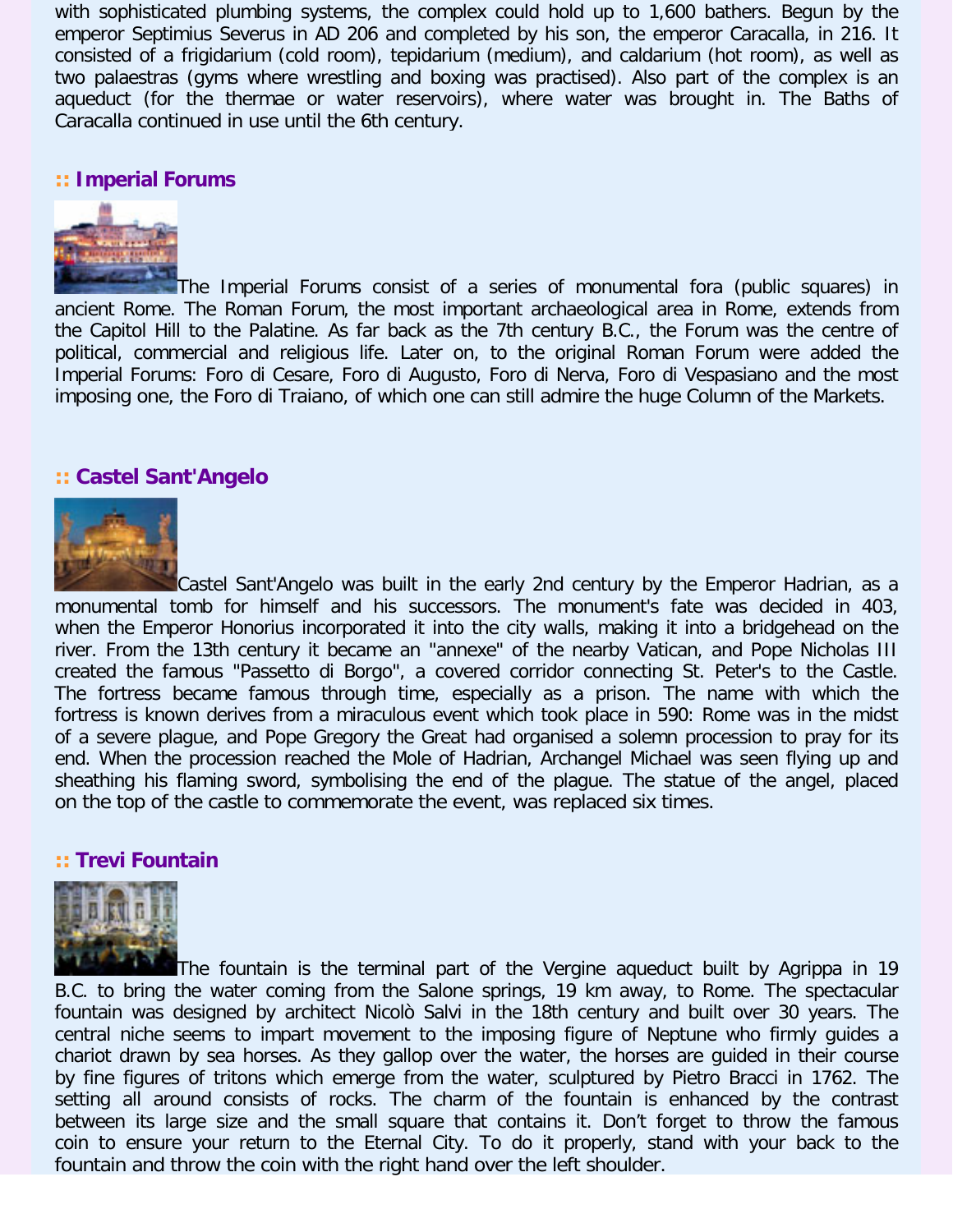with sophisticated plumbing systems, the complex could hold up to 1,600 bathers. Begun by the emperor Septimius Severus in AD 206 and completed by his son, the emperor Caracalla, in 216. It consisted of a frigidarium (cold room), tepidarium (medium), and caldarium (hot room), as well as two palaestras (gyms where wrestling and boxing was practised). Also part of the complex is an aqueduct (for the thermae or water reservoirs), where water was brought in. The Baths of Caracalla continued in use until the 6th century.

## :: Imperial Forums

The Imperial Forums consist of a series of monumental fora (public squares) in ancient Rome. The Roman Forum, the most important archaeological area in Rome, extends from the Capitol Hill to the Palatine. As far back as the 7th century B.C., the Forum was the centre of political, commercial and religious life. Later on, to the original Roman Forum were added the Imperial Forums: Foro di Cesare, Foro di Augusto, Foro di Nerva, Foro di Vespasiano and the most imposing one, the Foro di Traiano, of which one can still admire the huge Column of the Markets.

## :: Castel Sant'Angelo

Castel Sant'Angelo was built in the early 2nd century by the Emperor Hadrian, as a monumental tomb for himself and his successors. The monument's fate was decided in 403, when the Emperor Honorius incorporated it into the city walls, making it into a bridgehead on the river. From the 13th century it became an "annexe" of the nearby Vatican, and Pope Nicholas III created the famous "Passetto di Borgo", a covered corridor connecting St. Peter's to the Castle. The fortress became famous through time, especially as a prison. The name with which the fortress is known derives from a miraculous event which took place in 590: Rome was in the midst of a severe plague, and Pope Gregory the Great had organised a solemn procession to pray for its end. When the procession reached the Mole of Hadrian, Archangel Michael was seen flying up and sheathing his flaming sword, symbolising the end of the plague. The statue of the angel, placed on the top of the castle to commemorate the event, was replaced six times.

## :: Trevi Fountain

The fountain is the terminal part of the Vergine aqueduct built by Agrippa in 19 B.C. to bring the water coming from the Salone springs, 19 km away, to Rome. The spectacular fountain was designed by architect Nicolò Salvi in the 18th century and built over 30 years. The central niche seems to impart movement to the imposing figure of Neptune who firmly guides a chariot drawn by sea horses. As they gallop over the water, the horses are guided in their course by fine figures of tritons which emerge from the water, sculptured by Pietro Bracci in 1762. The setting all around consists of rocks. The charm of the fountain is enhanced by the contrast between its large size and the small square that contains it. Don't forget to throw the famous coin to ensure your return to the Eternal City. To do it properly, stand with your back to the fountain and throw the coin with the right hand over the left shoulder.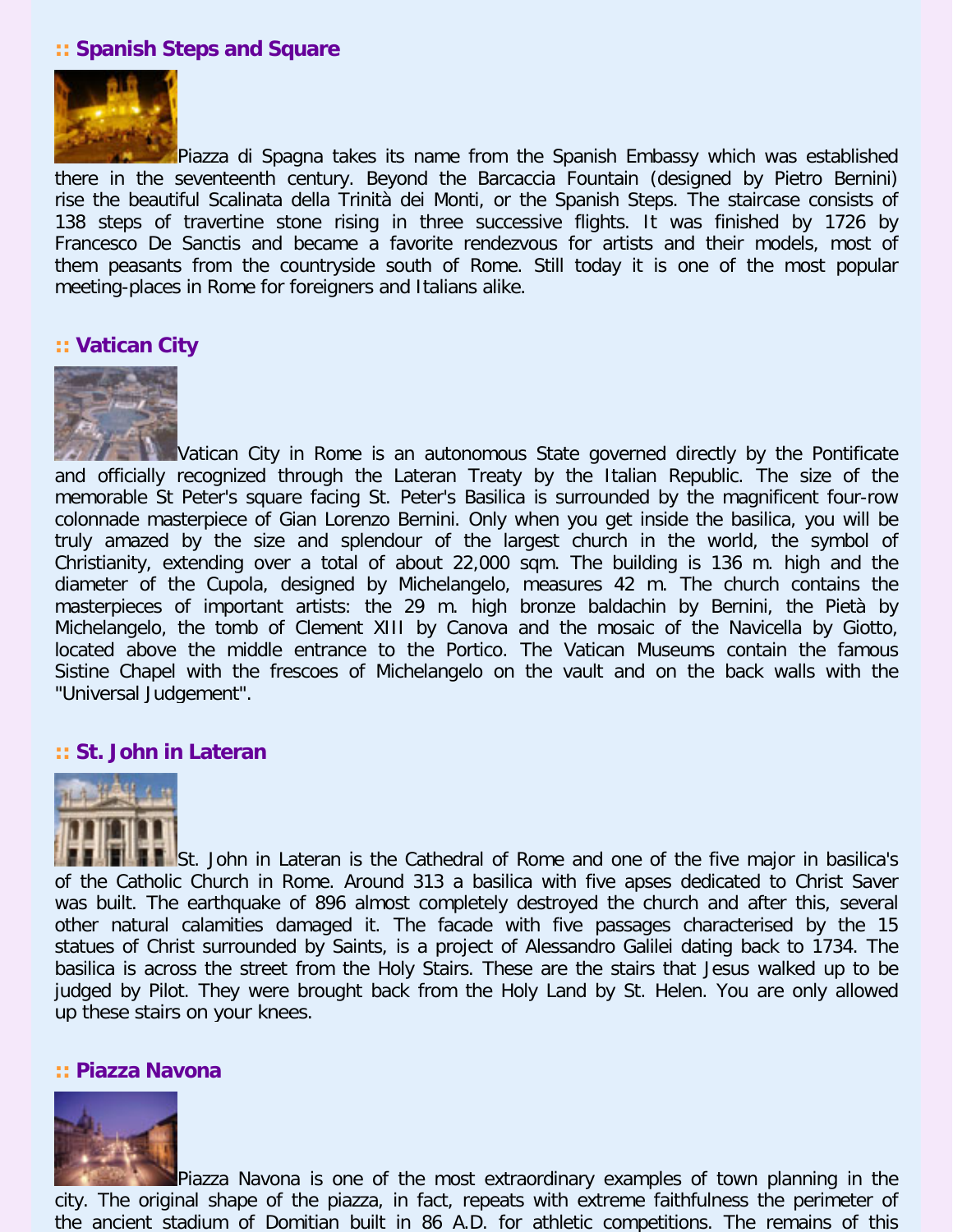## :: Spanish Steps and Square

Piazza di Spagna takes its name from the Spanish Embassy which was established there in the seventeenth century. Beyond the Barcaccia Fountain (designed by Pietro Bernini) rise the beautiful Scalinata della Trinità dei Monti, or the Spanish Steps. The staircase consists of 138 steps of travertine stone rising in three successive flights. It was finished by 1726 by Francesco De Sanctis and became a favorite rendezvous for artists and their models, most of them peasants from the countryside south of Rome. Still today it is one of the most popular meeting-places in Rome for foreigners and Italians alike.

## :: Vatican City

Vatican City in Rome is an autonomous State governed directly by the Pontificate and officially recognized through the Lateran Treaty by the Italian Republic. The size of the memorable St Peter's square facing St. Peter's Basilica is surrounded by the magnificent four-row colonnade masterpiece of Gian Lorenzo Bernini. Only when you get inside the basilica, you will be truly amazed by the size and splendour of the largest church in the world, the symbol of Christianity, extending over a total of about 22,000 sqm. The building is 136 m. high and the diameter of the Cupola, designed by Michelangelo, measures 42 m. The church contains the masterpieces of important artists: the 29 m. high bronze baldachin by Bernini, the Pietà by Michelangelo, the tomb of Clement XIII by Canova and the mosaic of the Navicella by Giotto, located above the middle entrance to the Portico. The Vatican Museums contain the famous Sistine Chapel with the frescoes of Michelangelo on the vault and on the back walls with the "Universal Judgement".

## :: St. John in Lateran

St. John in Lateran is the Cathedral of Rome and one of the five major in basilica's of the Catholic Church in Rome. Around 313 a basilica with five apses dedicated to Christ Saver was built. The earthquake of 896 almost completely destroyed the church and after this, several other natural calamities damaged it. The facade with five passages characterised by the 15 statues of Christ surrounded by Saints, is a project of Alessandro Galilei dating back to 1734. The basilica is across the street from the Holy Stairs. These are the stairs that Jesus walked up to be judged by Pilot. They were brought back from the Holy Land by St. Helen. You are only allowed up these stairs on your knees.

## :: Piazza Navona

Piazza Navona is one of the most extraordinary examples of town planning in the city. The original shape of the piazza, in fact, repeats with extreme faithfulness the perimeter of the ancient stadium of Domitian built in 86 A.D. for athletic competitions. The remains of this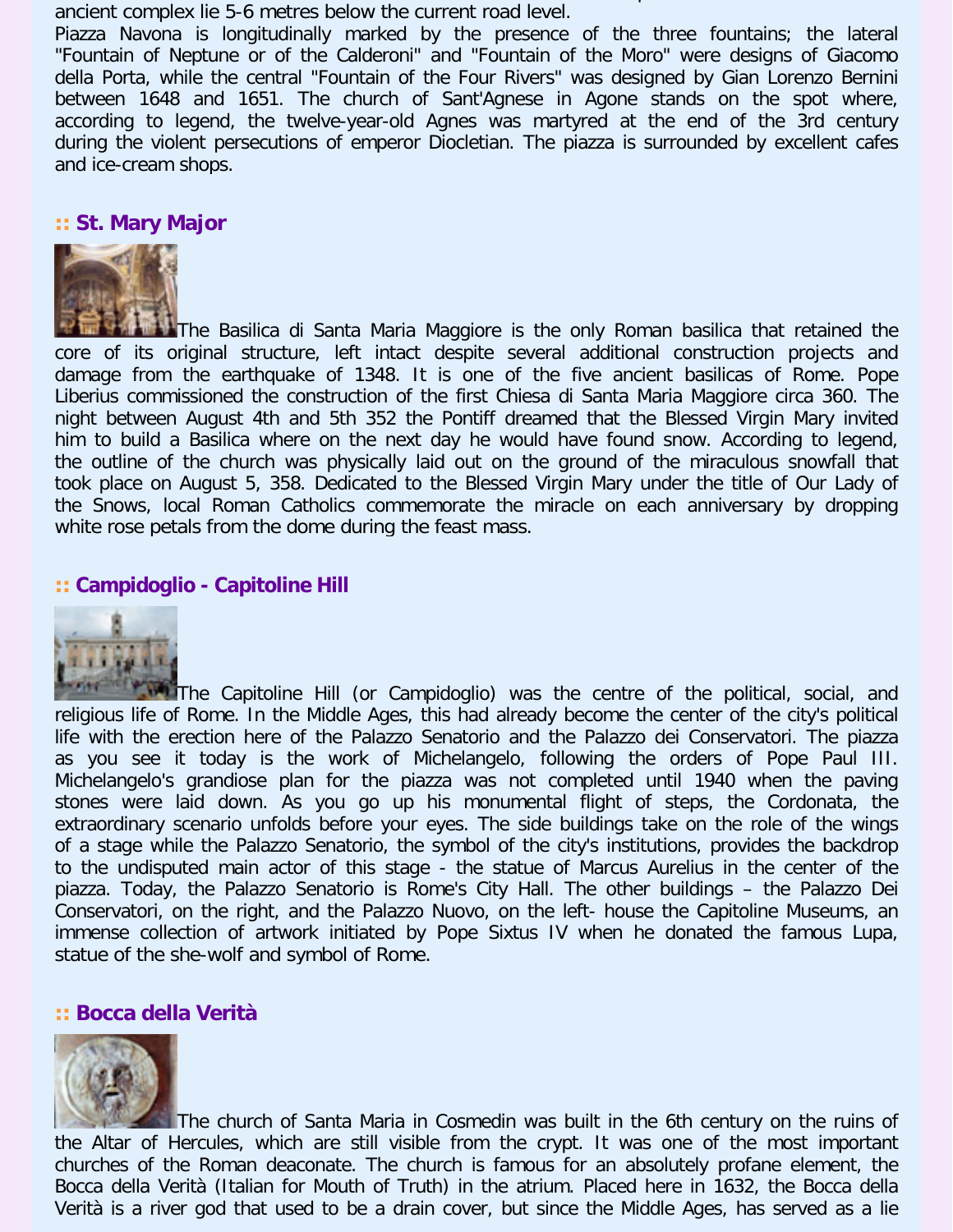ancient complex lie 5-6 metres below the current road level.

Piazza Navona is longitudinally marked by the presence of the three fountains; the lateral "Fountain of Neptune or of the Calderoni" and "Fountain of the Moro" were designs of Giacomo della Porta, while the central "Fountain of the Four Rivers" was designed by Gian Lorenzo Bernini between 1648 and 1651. The church of Sant'Agnese in Agone stands on the spot where, according to legend, the twelve-year-old Agnes was martyred at the end of the 3rd century during the violent persecutions of emperor Diocletian. The piazza is surrounded by excellent cafes and ice-cream shops.

## :: St. Mary Major

The Basilica di Santa Maria Maggiore is the only Roman basilica that retained the core of its original structure, left intact despite several additional construction projects and damage from the earthquake of 1348. It is one of the five ancient basilicas of Rome. Pope Liberius commissioned the construction of the first Chiesa di Santa Maria Maggiore circa 360. The night between August 4th and 5th 352 the Pontiff dreamed that the Blessed Virgin Mary invited him to build a Basilica where on the next day he would have found snow. According to legend, the outline of the church was physically laid out on the ground of the miraculous snowfall that took place on August 5, 358. Dedicated to the Blessed Virgin Mary under the title of Our Lady of the Snows, local Roman Catholics commemorate the miracle on each anniversary by dropping white rose petals from the dome during the feast mass.

## :: Campidoglio - Capitoline Hill

The Capitoline Hill (or Campidoglio) was the centre of the political, social, and religious life of Rome. In the Middle Ages, this had already become the center of the city's political life with the erection here of the Palazzo Senatorio and the Palazzo dei Conservatori. The piazza as you see it today is the work of Michelangelo, following the orders of Pope Paul III. Michelangelo's grandiose plan for the piazza was not completed until 1940 when the paving stones were laid down. As you go up his monumental flight of steps, the Cordonata, the extraordinary scenario unfolds before your eyes. The side buildings take on the role of the wings of a stage while the Palazzo Senatorio, the symbol of the city's institutions, provides the backdrop to the undisputed main actor of this stage - the statue of Marcus Aurelius in the center of the piazza. Today, the Palazzo Senatorio is Rome's City Hall. The other buildings – the Palazzo Dei Conservatori, on the right, and the Palazzo Nuovo, on the left- house the Capitoline Museums, an immense collection of artwork initiated by Pope Sixtus IV when he donated the famous Lupa, statue of the she-wolf and symbol of Rome.

## :: Bocca della Verità

The church of Santa Maria in Cosmedin was built in the 6th century on the ruins of the Altar of Hercules, which are still visible from the crypt. It was one of the most important churches of the Roman deaconate. The church is famous for an absolutely profane element, the Bocca della Verità (Italian for Mouth of Truth) in the atrium. Placed here in 1632, the Bocca della Verità is a river god that used to be a drain cover, but since the Middle Ages, has served as a lie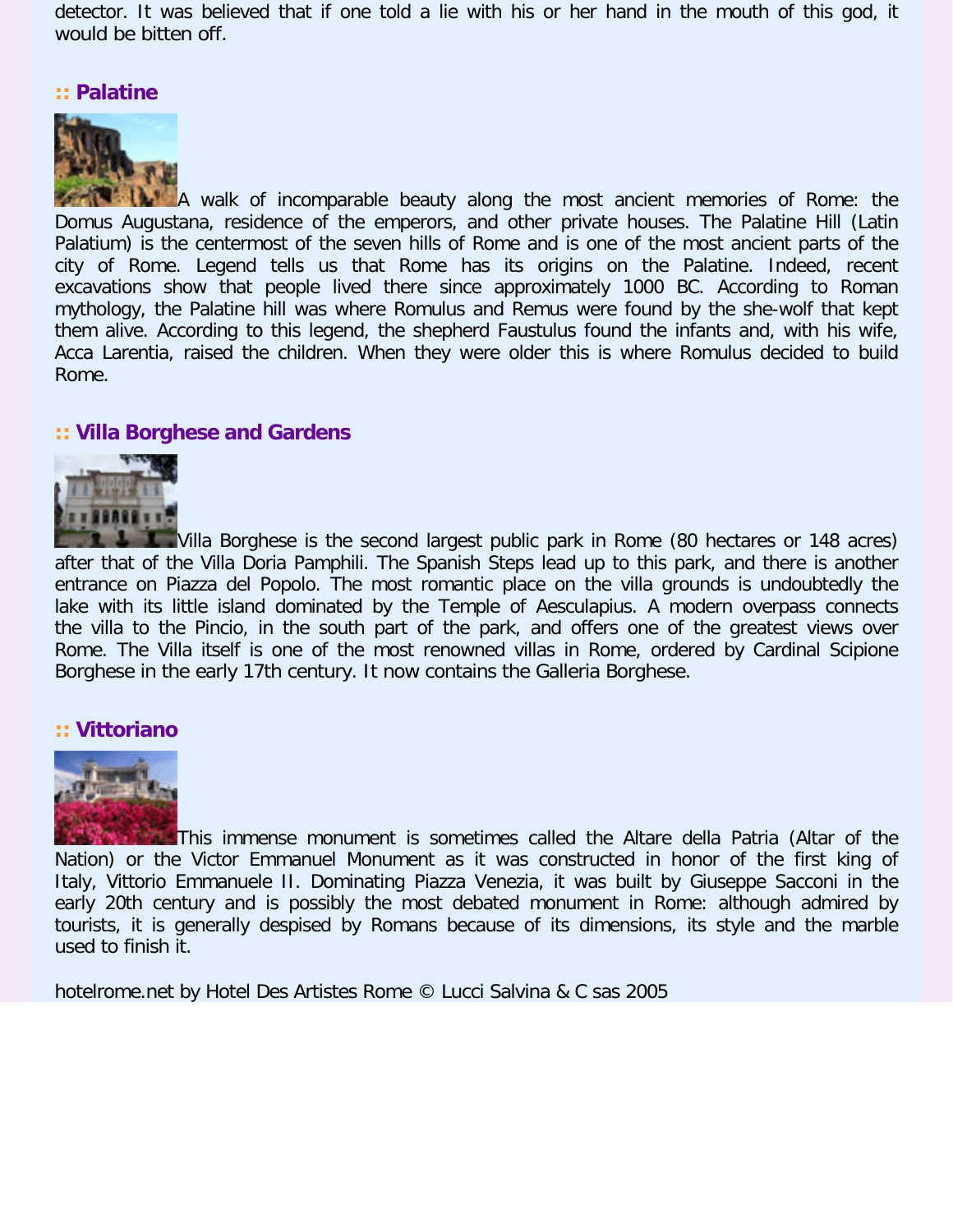detector. It was believed that if one told a lie with his or her hand in the mouth of this god, it would be bitten off.

### :: Palatine

A walk of incomparable beauty along the most ancient memories of Rome: the Domus Augustana, residence of the emperors, and other private houses. The Palatine Hill (Latin Palatium) is the centermost of the seven hills of Rome and is one of the most ancient parts of the city of Rome. Legend tells us that Rome has its origins on the Palatine. Indeed, recent excavations show that people lived there since approximately 1000 BC. According to Roman mythology, the Palatine hill was where Romulus and Remus were found by the she-wolf that kept them alive. According to this legend, the shepherd Faustulus found the infants and, with his wife, Acca Larentia, raised the children. When they were older this is where Romulus decided to build Rome.

### :: Villa Borghese and Gardens

Villa Borghese is the second largest public park in Rome (80 hectares or 148 acres) after that of the Villa Doria Pamphili. The Spanish Steps lead up to this park, and there is another entrance on Piazza del Popolo. The most romantic place on the villa grounds is undoubtedly the lake with its little island dominated by the Temple of Aesculapius. A modern overpass connects the villa to the Pincio, in the south part of the park, and offers one of the greatest views over Rome. The Villa itself is one of the most renowned villas in Rome, ordered by Cardinal Scipione Borghese in the early 17th century. It now contains the Galleria Borghese.

### :: Vittoriano

This immense monument is sometimes called the Altare della Patria (Altar of the Nation) or the Victor Emmanuel Monument as it was constructed in honor of the first king of Italy, Vittorio Emmanuele II. Dominating Piazza Venezia, it was built by Giuseppe Sacconi in the early 20th century and is possibly the most debated monument in Rome: although admired by tourists, it is generally despised by Romans because of its dimensions, its style and the marble used to finish it.

hotelrome.net by Hotel Des Artistes Rome © Lucci Salvina & C sas 2005